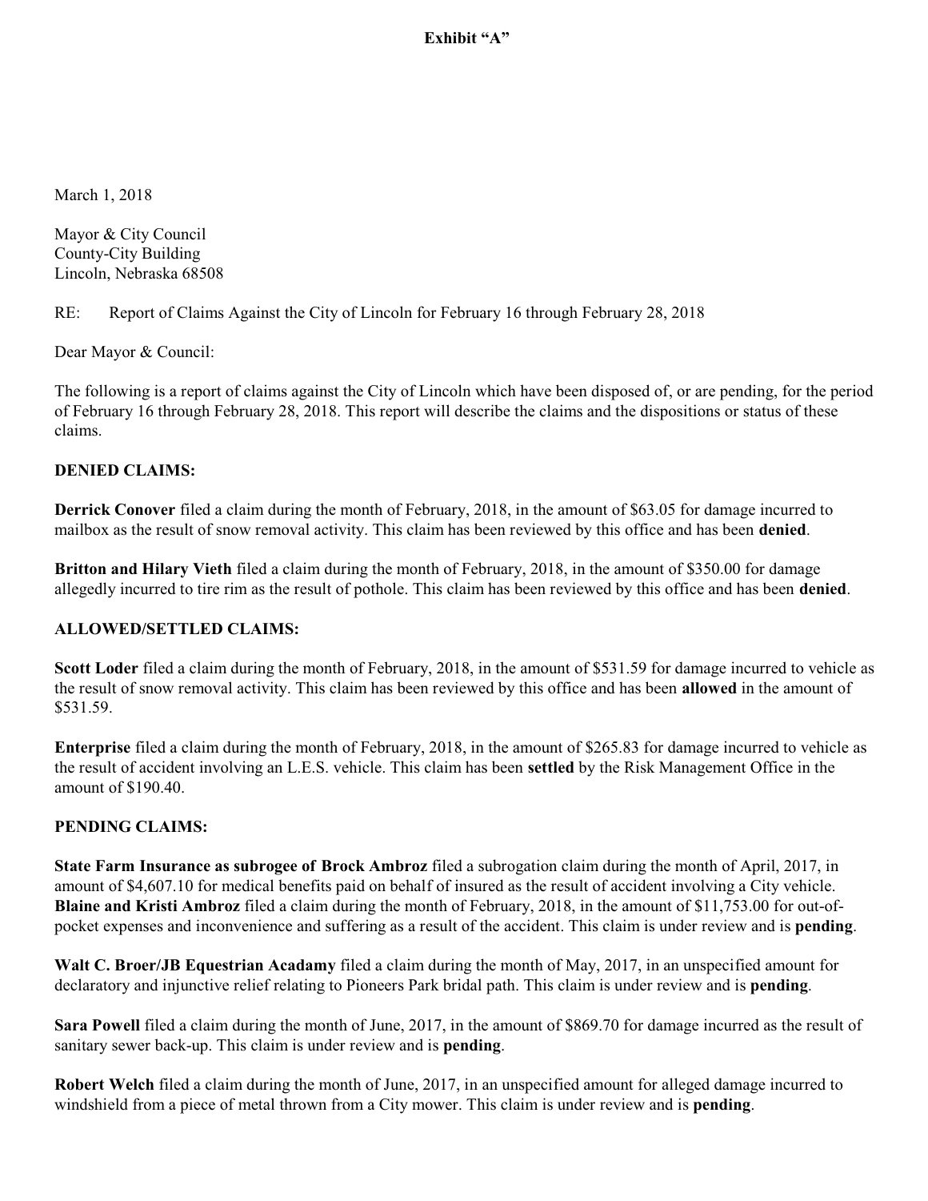**Exhibit "A"**

March 1, 2018

Mayor & City Council
County-City Building
Lincoln, Nebraska 68508

RE: Report of Claims Against the City of Lincoln for February 16 through February 28, 2018

Dear Mayor & Council:

The following is a report of claims against the City of Lincoln which have been disposed of, or are pending, for the period of February 16 through February 28, 2018. This report will describe the claims and the dispositions or status of these claims.

**DENIED CLAIMS:**

**Derrick Conover** filed a claim during the month of February, 2018, in the amount of $63.05 for damage incurred to mailbox as the result of snow removal activity. This claim has been reviewed by this office and has been **denied**.

**Britton and Hilary Vieth** filed a claim during the month of February, 2018, in the amount of $350.00 for damage allegedly incurred to tire rim as the result of pothole. This claim has been reviewed by this office and has been **denied**.

**ALLOWED/SETTLED CLAIMS:**

**Scott Loder** filed a claim during the month of February, 2018, in the amount of $531.59 for damage incurred to vehicle as the result of snow removal activity. This claim has been reviewed by this office and has been **allowed** in the amount of $531.59.

**Enterprise** filed a claim during the month of February, 2018, in the amount of $265.83 for damage incurred to vehicle as the result of accident involving an L.E.S. vehicle. This claim has been **settled** by the Risk Management Office in the amount of $190.40.

**PENDING CLAIMS:**

**State Farm Insurance as subrogee of Brock Ambroz** filed a subrogation claim during the month of April, 2017, in amount of $4,607.10 for medical benefits paid on behalf of insured as the result of accident involving a City vehicle. **Blaine and Kristi Ambroz** filed a claim during the month of February, 2018, in the amount of $11,753.00 for out-of-pocket expenses and inconvenience and suffering as a result of the accident. This claim is under review and is **pending**.

**Walt C. Broer/JB Equestrian Acadamy** filed a claim during the month of May, 2017, in an unspecified amount for declaratory and injunctive relief relating to Pioneers Park bridal path. This claim is under review and is **pending**.

**Sara Powell** filed a claim during the month of June, 2017, in the amount of $869.70 for damage incurred as the result of sanitary sewer back-up. This claim is under review and is **pending**.

**Robert Welch** filed a claim during the month of June, 2017, in an unspecified amount for alleged damage incurred to windshield from a piece of metal thrown from a City mower. This claim is under review and is **pending**.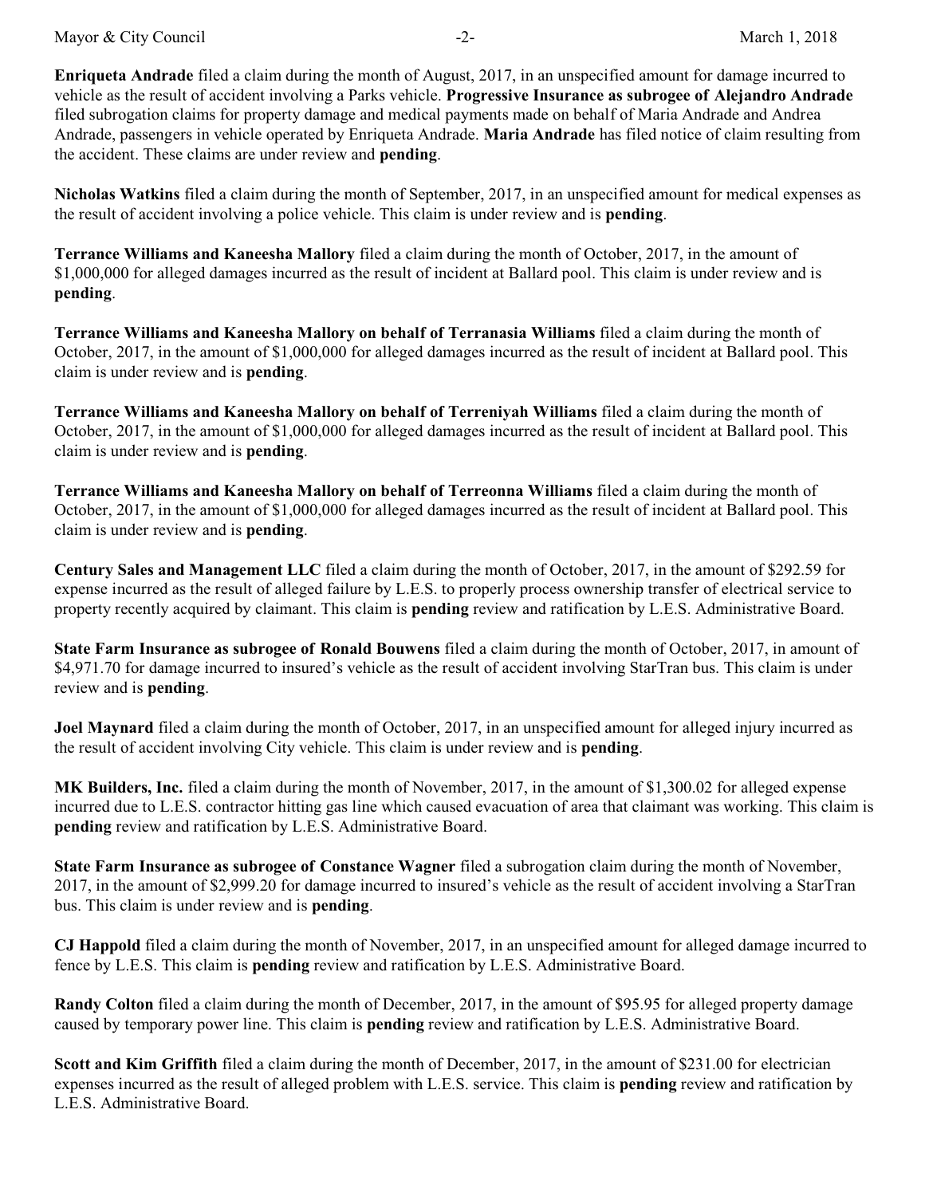**Enriqueta Andrade** filed a claim during the month of August, 2017, in an unspecified amount for damage incurred to vehicle as the result of accident involving a Parks vehicle. **Progressive Insurance as subrogee of Alejandro Andrade** filed subrogation claims for property damage and medical payments made on behalf of Maria Andrade and Andrea Andrade, passengers in vehicle operated by Enriqueta Andrade. **Maria Andrade** has filed notice of claim resulting from the accident. These claims are under review and **pending**.

**Nicholas Watkins** filed a claim during the month of September, 2017, in an unspecified amount for medical expenses as the result of accident involving a police vehicle. This claim is under review and is **pending**.

**Terrance Williams and Kaneesha Mallory** filed a claim during the month of October, 2017, in the amount of $1,000,000 for alleged damages incurred as the result of incident at Ballard pool. This claim is under review and is **pending**.

**Terrance Williams and Kaneesha Mallory on behalf of Terranasia Williams** filed a claim during the month of October, 2017, in the amount of $1,000,000 for alleged damages incurred as the result of incident at Ballard pool. This claim is under review and is **pending**.

**Terrance Williams and Kaneesha Mallory on behalf of Terreniyah Williams** filed a claim during the month of October, 2017, in the amount of $1,000,000 for alleged damages incurred as the result of incident at Ballard pool. This claim is under review and is **pending**.

**Terrance Williams and Kaneesha Mallory on behalf of Terreonna Williams** filed a claim during the month of October, 2017, in the amount of $1,000,000 for alleged damages incurred as the result of incident at Ballard pool. This claim is under review and is **pending**.

**Century Sales and Management LLC** filed a claim during the month of October, 2017, in the amount of $292.59 for expense incurred as the result of alleged failure by L.E.S. to properly process ownership transfer of electrical service to property recently acquired by claimant. This claim is **pending** review and ratification by L.E.S. Administrative Board.

**State Farm Insurance as subrogee of Ronald Bouwens** filed a claim during the month of October, 2017, in amount of $4,971.70 for damage incurred to insured's vehicle as the result of accident involving StarTran bus. This claim is under review and is **pending**.

**Joel Maynard** filed a claim during the month of October, 2017, in an unspecified amount for alleged injury incurred as the result of accident involving City vehicle. This claim is under review and is **pending**.

**MK Builders, Inc.** filed a claim during the month of November, 2017, in the amount of $1,300.02 for alleged expense incurred due to L.E.S. contractor hitting gas line which caused evacuation of area that claimant was working. This claim is **pending** review and ratification by L.E.S. Administrative Board.

**State Farm Insurance as subrogee of Constance Wagner** filed a subrogation claim during the month of November, 2017, in the amount of $2,999.20 for damage incurred to insured's vehicle as the result of accident involving a StarTran bus. This claim is under review and is **pending**.

**CJ Happold** filed a claim during the month of November, 2017, in an unspecified amount for alleged damage incurred to fence by L.E.S. This claim is **pending** review and ratification by L.E.S. Administrative Board.

**Randy Colton** filed a claim during the month of December, 2017, in the amount of $95.95 for alleged property damage caused by temporary power line. This claim is **pending** review and ratification by L.E.S. Administrative Board.

**Scott and Kim Griffith** filed a claim during the month of December, 2017, in the amount of $231.00 for electrician expenses incurred as the result of alleged problem with L.E.S. service. This claim is **pending** review and ratification by L.E.S. Administrative Board.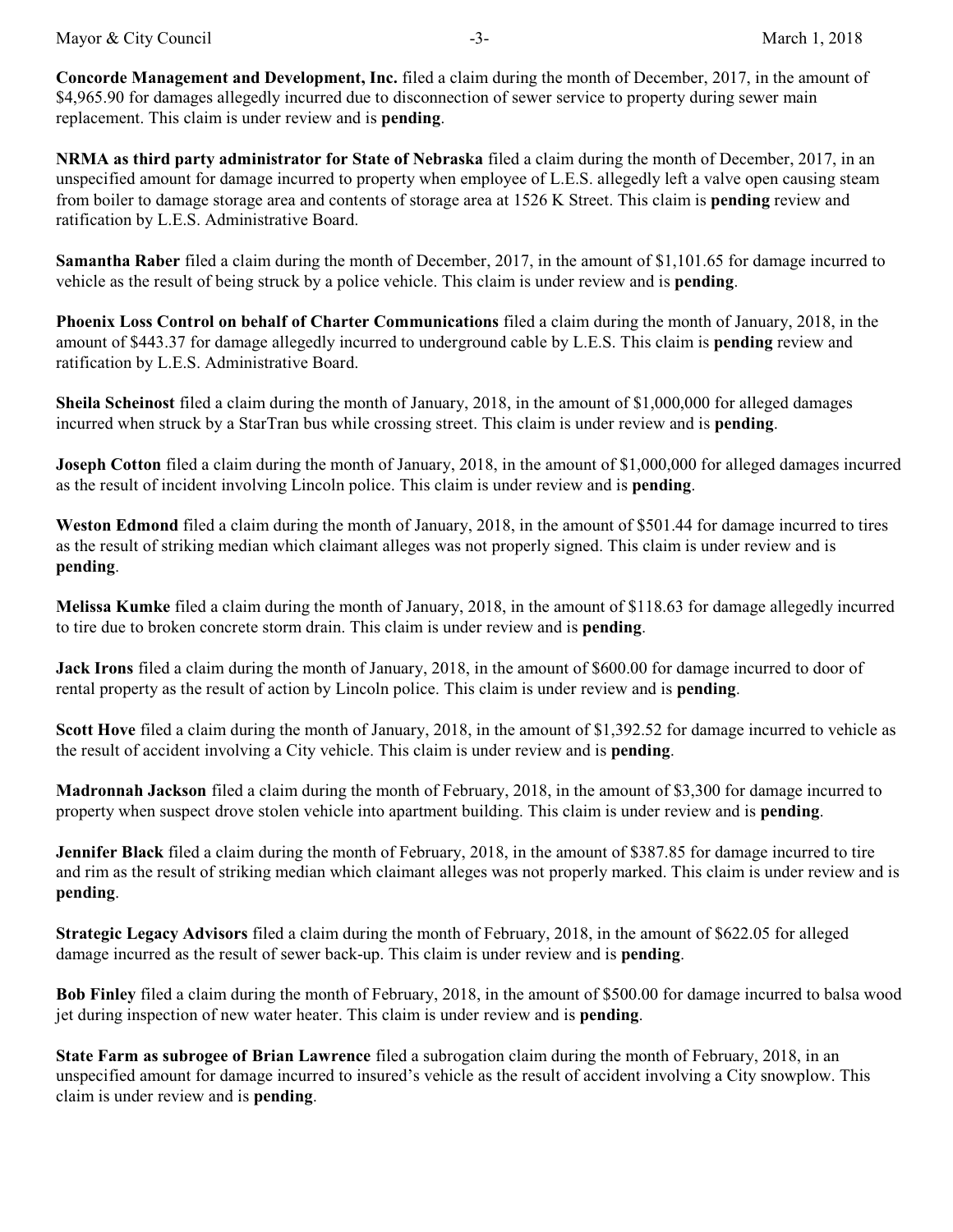**Concorde Management and Development, Inc.** filed a claim during the month of December, 2017, in the amount of $4,965.90 for damages allegedly incurred due to disconnection of sewer service to property during sewer main replacement. This claim is under review and is **pending**.

**NRMA as third party administrator for State of Nebraska** filed a claim during the month of December, 2017, in an unspecified amount for damage incurred to property when employee of L.E.S. allegedly left a valve open causing steam from boiler to damage storage area and contents of storage area at 1526 K Street. This claim is **pending** review and ratification by L.E.S. Administrative Board.

**Samantha Raber** filed a claim during the month of December, 2017, in the amount of $1,101.65 for damage incurred to vehicle as the result of being struck by a police vehicle. This claim is under review and is **pending**.

**Phoenix Loss Control on behalf of Charter Communications** filed a claim during the month of January, 2018, in the amount of $443.37 for damage allegedly incurred to underground cable by L.E.S. This claim is **pending** review and ratification by L.E.S. Administrative Board.

**Sheila Scheinost** filed a claim during the month of January, 2018, in the amount of $1,000,000 for alleged damages incurred when struck by a StarTran bus while crossing street. This claim is under review and is **pending**.

**Joseph Cotton** filed a claim during the month of January, 2018, in the amount of $1,000,000 for alleged damages incurred as the result of incident involving Lincoln police. This claim is under review and is **pending**.

**Weston Edmond** filed a claim during the month of January, 2018, in the amount of $501.44 for damage incurred to tires as the result of striking median which claimant alleges was not properly signed. This claim is under review and is **pending**.

**Melissa Kumke** filed a claim during the month of January, 2018, in the amount of $118.63 for damage allegedly incurred to tire due to broken concrete storm drain. This claim is under review and is **pending**.

**Jack Irons** filed a claim during the month of January, 2018, in the amount of $600.00 for damage incurred to door of rental property as the result of action by Lincoln police. This claim is under review and is **pending**.

**Scott Hove** filed a claim during the month of January, 2018, in the amount of $1,392.52 for damage incurred to vehicle as the result of accident involving a City vehicle. This claim is under review and is **pending**.

**Madronnah Jackson** filed a claim during the month of February, 2018, in the amount of $3,300 for damage incurred to property when suspect drove stolen vehicle into apartment building. This claim is under review and is **pending**.

**Jennifer Black** filed a claim during the month of February, 2018, in the amount of $387.85 for damage incurred to tire and rim as the result of striking median which claimant alleges was not properly marked. This claim is under review and is **pending**.

**Strategic Legacy Advisors** filed a claim during the month of February, 2018, in the amount of $622.05 for alleged damage incurred as the result of sewer back-up. This claim is under review and is **pending**.

**Bob Finley** filed a claim during the month of February, 2018, in the amount of $500.00 for damage incurred to balsa wood jet during inspection of new water heater. This claim is under review and is **pending**.

**State Farm as subrogee of Brian Lawrence** filed a subrogation claim during the month of February, 2018, in an unspecified amount for damage incurred to insured's vehicle as the result of accident involving a City snowplow. This claim is under review and is **pending**.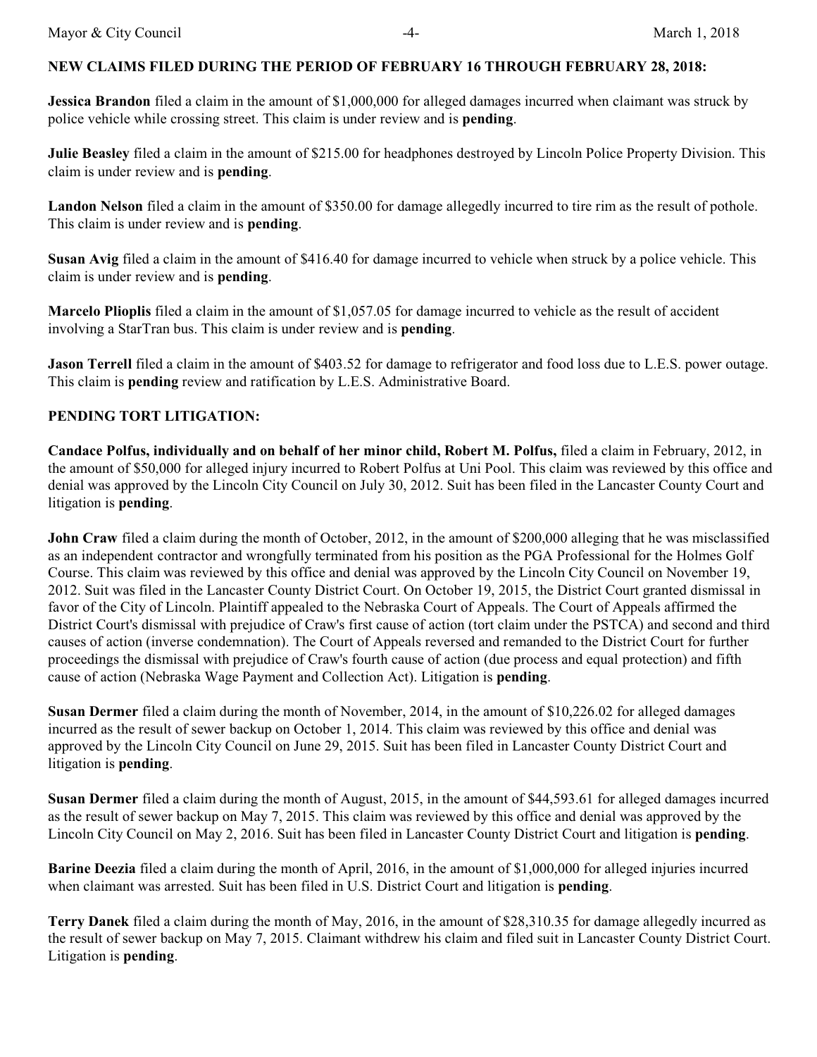**NEW CLAIMS FILED DURING THE PERIOD OF FEBRUARY 16 THROUGH FEBRUARY 28, 2018:**

**Jessica Brandon** filed a claim in the amount of $1,000,000 for alleged damages incurred when claimant was struck by police vehicle while crossing street. This claim is under review and is **pending**.

**Julie Beasley** filed a claim in the amount of $215.00 for headphones destroyed by Lincoln Police Property Division. This claim is under review and is **pending**.

**Landon Nelson** filed a claim in the amount of $350.00 for damage allegedly incurred to tire rim as the result of pothole. This claim is under review and is **pending**.

**Susan Avig** filed a claim in the amount of $416.40 for damage incurred to vehicle when struck by a police vehicle. This claim is under review and is **pending**.

**Marcelo Plioplis** filed a claim in the amount of $1,057.05 for damage incurred to vehicle as the result of accident involving a StarTran bus. This claim is under review and is **pending**.

**Jason Terrell** filed a claim in the amount of $403.52 for damage to refrigerator and food loss due to L.E.S. power outage. This claim is **pending** review and ratification by L.E.S. Administrative Board.

**PENDING TORT LITIGATION:**

**Candace Polfus, individually and on behalf of her minor child, Robert M. Polfus,** filed a claim in February, 2012, in the amount of $50,000 for alleged injury incurred to Robert Polfus at Uni Pool. This claim was reviewed by this office and denial was approved by the Lincoln City Council on July 30, 2012. Suit has been filed in the Lancaster County Court and litigation is **pending**.

**John Craw** filed a claim during the month of October, 2012, in the amount of $200,000 alleging that he was misclassified as an independent contractor and wrongfully terminated from his position as the PGA Professional for the Holmes Golf Course. This claim was reviewed by this office and denial was approved by the Lincoln City Council on November 19, 2012. Suit was filed in the Lancaster County District Court. On October 19, 2015, the District Court granted dismissal in favor of the City of Lincoln. Plaintiff appealed to the Nebraska Court of Appeals. The Court of Appeals affirmed the District Court's dismissal with prejudice of Craw's first cause of action (tort claim under the PSTCA) and second and third causes of action (inverse condemnation). The Court of Appeals reversed and remanded to the District Court for further proceedings the dismissal with prejudice of Craw's fourth cause of action (due process and equal protection) and fifth cause of action (Nebraska Wage Payment and Collection Act). Litigation is **pending**.

**Susan Dermer** filed a claim during the month of November, 2014, in the amount of $10,226.02 for alleged damages incurred as the result of sewer backup on October 1, 2014. This claim was reviewed by this office and denial was approved by the Lincoln City Council on June 29, 2015. Suit has been filed in Lancaster County District Court and litigation is **pending**.

**Susan Dermer** filed a claim during the month of August, 2015, in the amount of $44,593.61 for alleged damages incurred as the result of sewer backup on May 7, 2015. This claim was reviewed by this office and denial was approved by the Lincoln City Council on May 2, 2016. Suit has been filed in Lancaster County District Court and litigation is **pending**.

**Barine Deezia** filed a claim during the month of April, 2016, in the amount of $1,000,000 for alleged injuries incurred when claimant was arrested. Suit has been filed in U.S. District Court and litigation is **pending**.

**Terry Danek** filed a claim during the month of May, 2016, in the amount of $28,310.35 for damage allegedly incurred as the result of sewer backup on May 7, 2015. Claimant withdrew his claim and filed suit in Lancaster County District Court. Litigation is **pending**.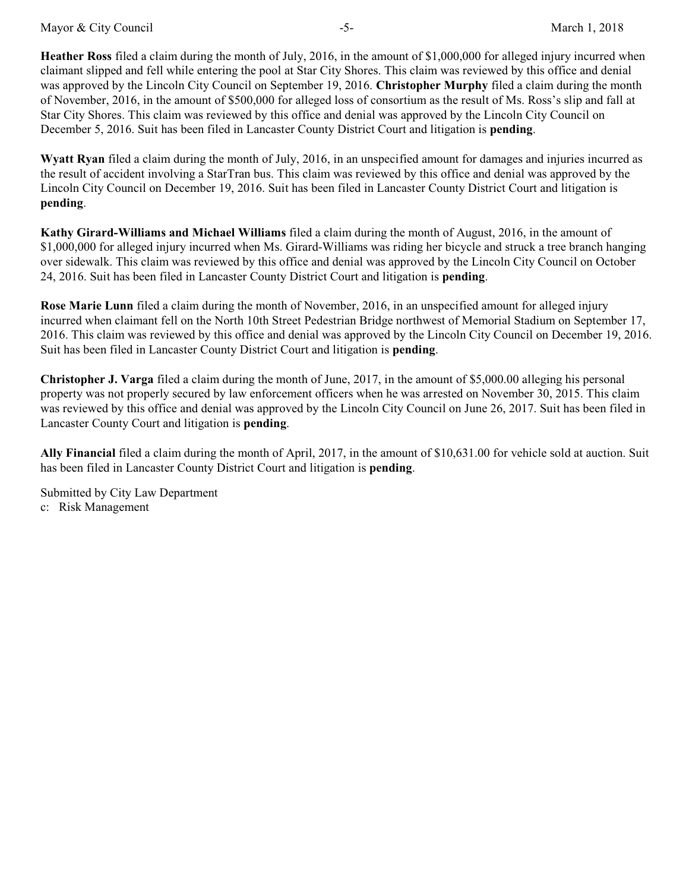**Heather Ross** filed a claim during the month of July, 2016, in the amount of $1,000,000 for alleged injury incurred when claimant slipped and fell while entering the pool at Star City Shores. This claim was reviewed by this office and denial was approved by the Lincoln City Council on September 19, 2016. **Christopher Murphy** filed a claim during the month of November, 2016, in the amount of $500,000 for alleged loss of consortium as the result of Ms. Ross's slip and fall at Star City Shores. This claim was reviewed by this office and denial was approved by the Lincoln City Council on December 5, 2016. Suit has been filed in Lancaster County District Court and litigation is **pending**.

**Wyatt Ryan** filed a claim during the month of July, 2016, in an unspecified amount for damages and injuries incurred as the result of accident involving a StarTran bus. This claim was reviewed by this office and denial was approved by the Lincoln City Council on December 19, 2016. Suit has been filed in Lancaster County District Court and litigation is **pending**.

**Kathy Girard-Williams and Michael Williams** filed a claim during the month of August, 2016, in the amount of $1,000,000 for alleged injury incurred when Ms. Girard-Williams was riding her bicycle and struck a tree branch hanging over sidewalk. This claim was reviewed by this office and denial was approved by the Lincoln City Council on October 24, 2016. Suit has been filed in Lancaster County District Court and litigation is **pending**.

**Rose Marie Lunn** filed a claim during the month of November, 2016, in an unspecified amount for alleged injury incurred when claimant fell on the North 10th Street Pedestrian Bridge northwest of Memorial Stadium on September 17, 2016. This claim was reviewed by this office and denial was approved by the Lincoln City Council on December 19, 2016. Suit has been filed in Lancaster County District Court and litigation is **pending**.

**Christopher J. Varga** filed a claim during the month of June, 2017, in the amount of $5,000.00 alleging his personal property was not properly secured by law enforcement officers when he was arrested on November 30, 2015. This claim was reviewed by this office and denial was approved by the Lincoln City Council on June 26, 2017. Suit has been filed in Lancaster County Court and litigation is **pending**.

**Ally Financial** filed a claim during the month of April, 2017, in the amount of $10,631.00 for vehicle sold at auction. Suit has been filed in Lancaster County District Court and litigation is **pending**.

Submitted by City Law Department
c: Risk Management